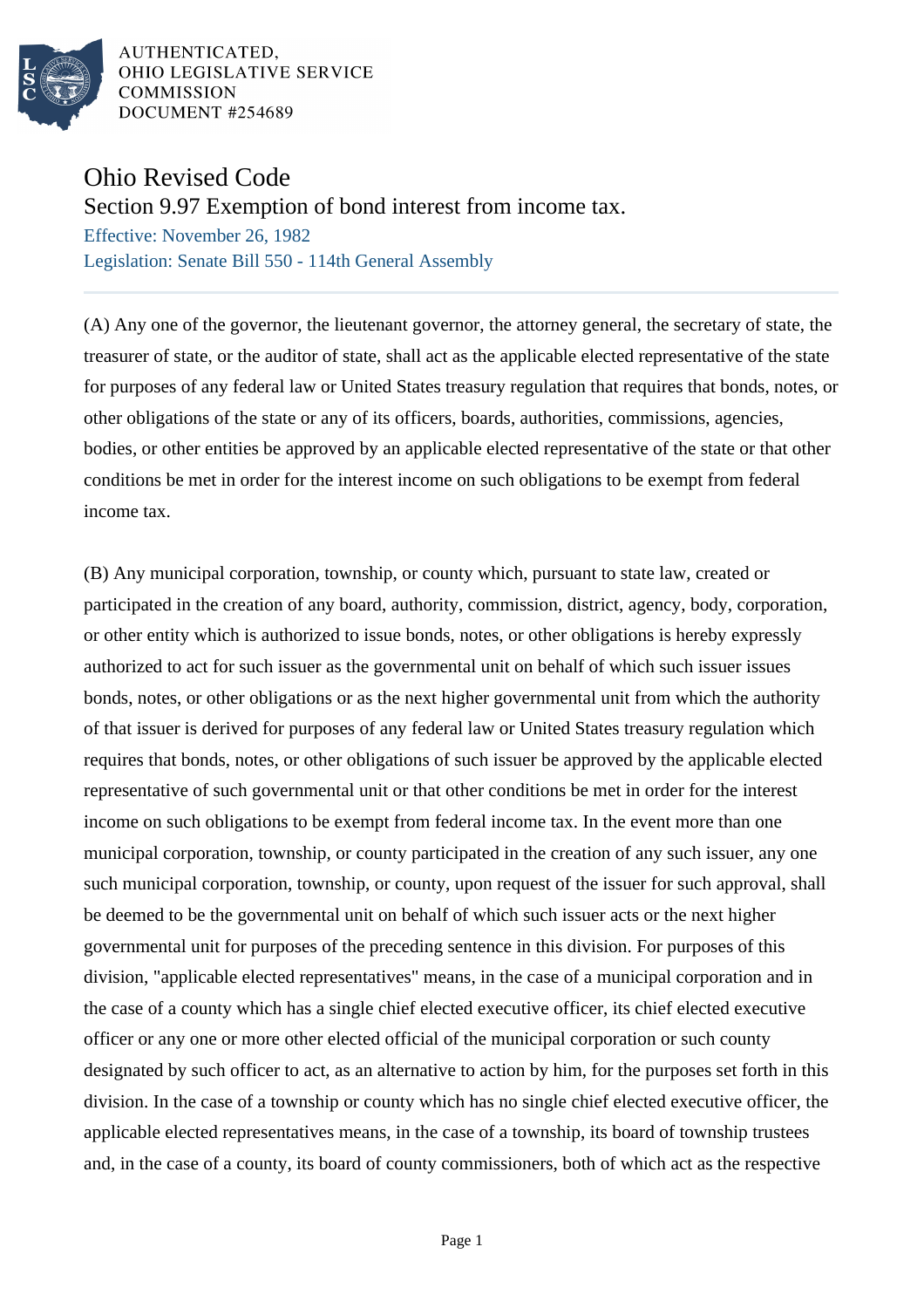AUTHENTICATED,
OHIO LEGISLATIVE SERVICE
COMMISSION
DOCUMENT #254689

# Ohio Revised Code

## Section 9.97 Exemption of bond interest from income tax.

Effective: November 26, 1982

Legislation: Senate Bill 550 - 114th General Assembly

---

(A) Any one of the governor, the lieutenant governor, the attorney general, the secretary of state, the treasurer of state, or the auditor of state, shall act as the applicable elected representative of the state for purposes of any federal law or United States treasury regulation that requires that bonds, notes, or other obligations of the state or any of its officers, boards, authorities, commissions, agencies, bodies, or other entities be approved by an applicable elected representative of the state or that other conditions be met in order for the interest income on such obligations to be exempt from federal income tax.

(B) Any municipal corporation, township, or county which, pursuant to state law, created or participated in the creation of any board, authority, commission, district, agency, body, corporation, or other entity which is authorized to issue bonds, notes, or other obligations is hereby expressly authorized to act for such issuer as the governmental unit on behalf of which such issuer issues bonds, notes, or other obligations or as the next higher governmental unit from which the authority of that issuer is derived for purposes of any federal law or United States treasury regulation which requires that bonds, notes, or other obligations of such issuer be approved by the applicable elected representative of such governmental unit or that other conditions be met in order for the interest income on such obligations to be exempt from federal income tax. In the event more than one municipal corporation, township, or county participated in the creation of any such issuer, any one such municipal corporation, township, or county, upon request of the issuer for such approval, shall be deemed to be the governmental unit on behalf of which such issuer acts or the next higher governmental unit for purposes of the preceding sentence in this division. For purposes of this division, "applicable elected representatives" means, in the case of a municipal corporation and in the case of a county which has a single chief elected executive officer, its chief elected executive officer or any one or more other elected official of the municipal corporation or such county designated by such officer to act, as an alternative to action by him, for the purposes set forth in this division. In the case of a township or county which has no single chief elected executive officer, the applicable elected representatives means, in the case of a township, its board of township trustees and, in the case of a county, its board of county commissioners, both of which act as the respective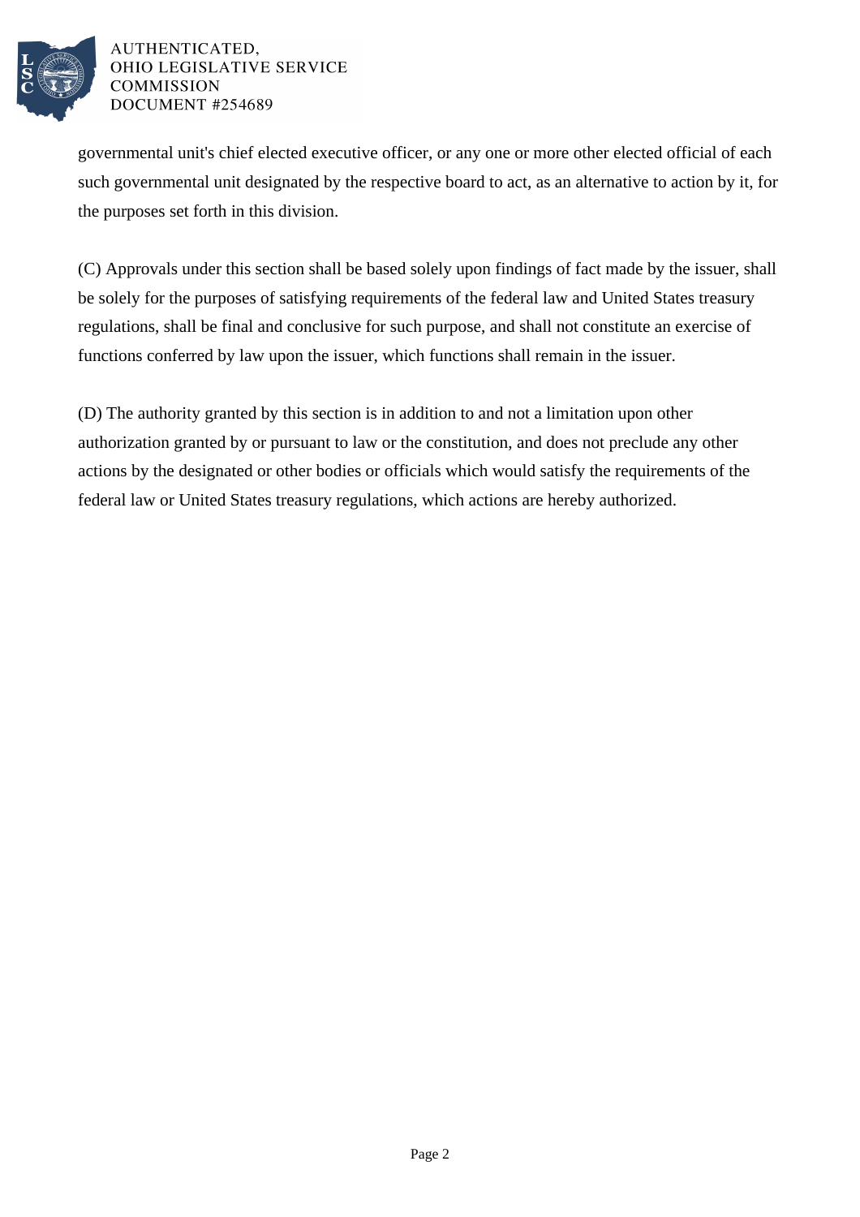governmental unit's chief elected executive officer, or any one or more other elected official of each such governmental unit designated by the respective board to act, as an alternative to action by it, for the purposes set forth in this division.

(C) Approvals under this section shall be based solely upon findings of fact made by the issuer, shall be solely for the purposes of satisfying requirements of the federal law and United States treasury regulations, shall be final and conclusive for such purpose, and shall not constitute an exercise of functions conferred by law upon the issuer, which functions shall remain in the issuer.

(D) The authority granted by this section is in addition to and not a limitation upon other authorization granted by or pursuant to law or the constitution, and does not preclude any other actions by the designated or other bodies or officials which would satisfy the requirements of the federal law or United States treasury regulations, which actions are hereby authorized.